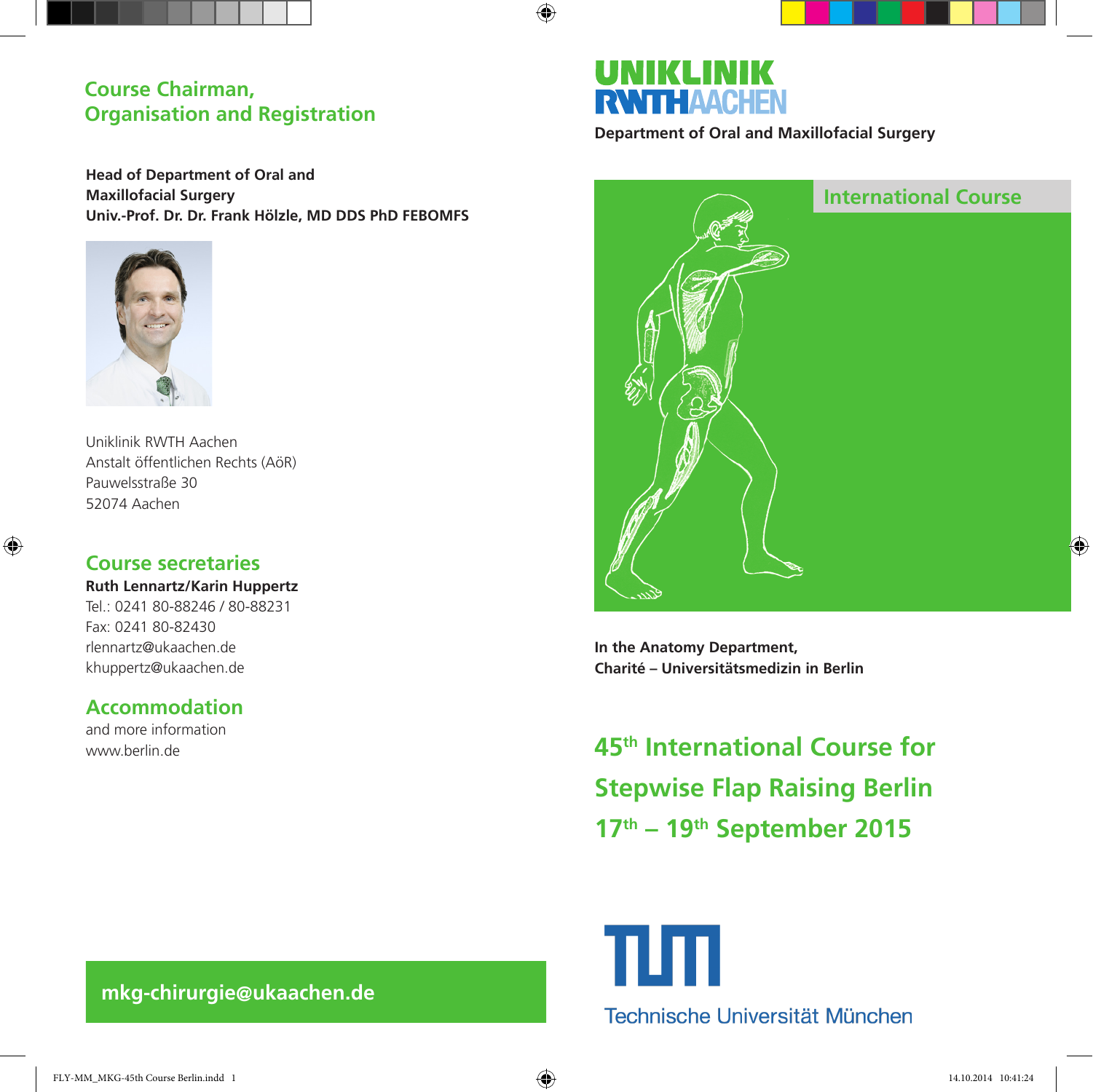## Course Chairman, Organisation and Registration

**Head of Department of Oral and Maxillofacial Surgery**
**Univ.-Prof. Dr. Dr. Frank Hölzle, MD DDS PhD FEBOMFS**

Uniklinik RWTH Aachen
Anstalt öffentlichen Rechts (AöR)
Pauwelsstraße 30
52074 Aachen

## Course secretaries

**Ruth Lennartz/Karin Huppertz**
Tel.: 0241 80-88246 / 80-88231
Fax: 0241 80-82430
rlennartz@ukaachen.de
khuppertz@ukaachen.de

## Accommodation

and more information
www.berlin.de

**mkg-chirurgie@ukaachen.de**

UNIKLINIK RWTHAACHEN

**Department of Oral and Maxillofacial Surgery**

International Course

**In the Anatomy Department, Charité – Universitätsmedizin in Berlin**

# 45th International Course for Stepwise Flap Raising Berlin 17th – 19th September 2015

TUM
Technische Universität München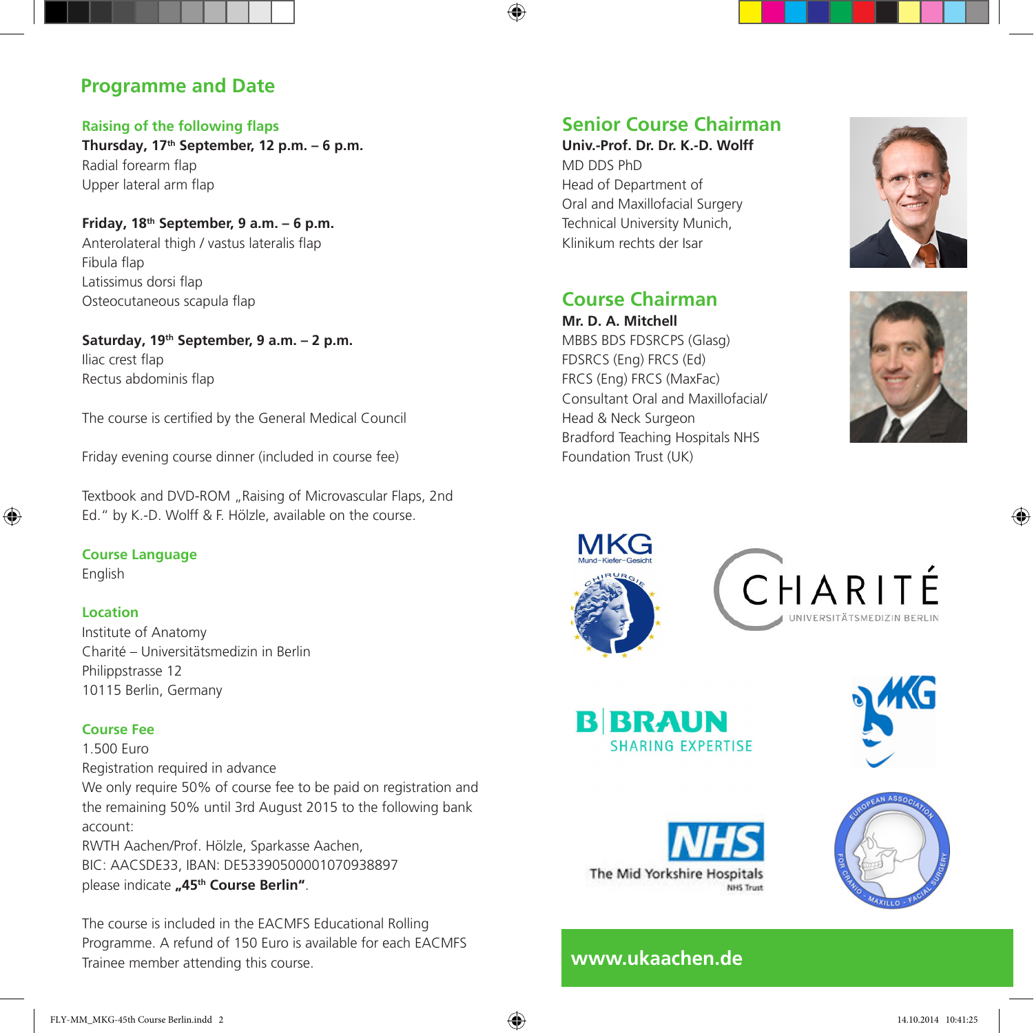## Programme and Date

### Raising of the following flaps

**Thursday, 17th September, 12 p.m. – 6 p.m.**
Radial forearm flap
Upper lateral arm flap

**Friday, 18th September, 9 a.m. – 6 p.m.**
Anterolateral thigh / vastus lateralis flap
Fibula flap
Latissimus dorsi flap
Osteocutaneous scapula flap

**Saturday, 19th September, 9 a.m. – 2 p.m.**
Iliac crest flap
Rectus abdominis flap

The course is certified by the General Medical Council

Friday evening course dinner (included in course fee)

Textbook and DVD-ROM „Raising of Microvascular Flaps, 2nd Ed." by K.-D. Wolff & F. Hölzle, available on the course.

### Course Language

English

### Location

Institute of Anatomy
Charité – Universitätsmedizin in Berlin
Philippstrasse 12
10115 Berlin, Germany

### Course Fee

1.500 Euro
Registration required in advance
We only require 50% of course fee to be paid on registration and the remaining 50% until 3rd August 2015 to the following bank account:
RWTH Aachen/Prof. Hölzle, Sparkasse Aachen,
BIC: AACSDE33, IBAN: DE53390500001070938897
please indicate **„45th Course Berlin"**.

The course is included in the EACMFS Educational Rolling Programme. A refund of 150 Euro is available for each EACMFS Trainee member attending this course.

## Senior Course Chairman

**Univ.-Prof. Dr. Dr. K.-D. Wolff**
MD DDS PhD
Head of Department of
Oral and Maxillofacial Surgery
Technical University Munich,
Klinikum rechts der Isar

## Course Chairman

**Mr. D. A. Mitchell**
MBBS BDS FDSRCPS (Glasg)
FDSRCS (Eng) FRCS (Ed)
FRCS (Eng) FRCS (MaxFac)
Consultant Oral and Maxillofacial/
Head & Neck Surgeon
Bradford Teaching Hospitals NHS
Foundation Trust (UK)

MKG Mund-Kiefer-Gesicht Chirurgie

CHARITÉ UNIVERSITÄTSMEDIZIN BERLIN

B|BRAUN SHARING EXPERTISE

MKG

NHS The Mid Yorkshire Hospitals NHS Trust

European Association for Cranio-Maxillo-Facial Surgery

**www.ukaachen.de**